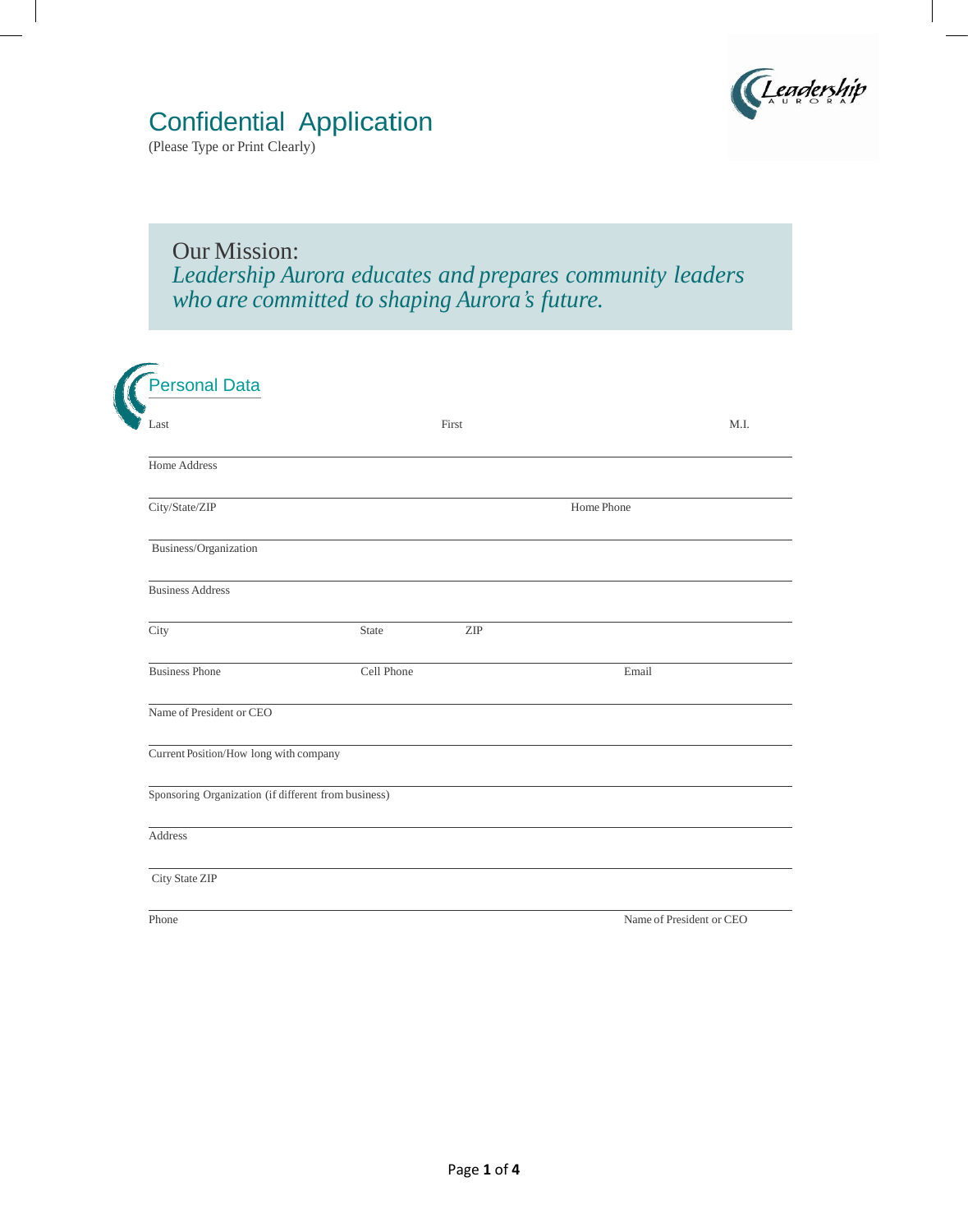# Confidential Application

(Please Type or Print Clearly)

Our Mission:
*Leadership Aurora educates and prepares community leaders who are committed to shaping Aurora's future.*

## Personal Data

Last First M.I.

Home Address

City/State/ZIP Home Phone

Business/Organization

Business Address

City State ZIP

Business Phone Cell Phone Email

Name of President or CEO

Current Position/How long with company

Sponsoring Organization (if different from business)

Address

City State ZIP

Phone Name of President or CEO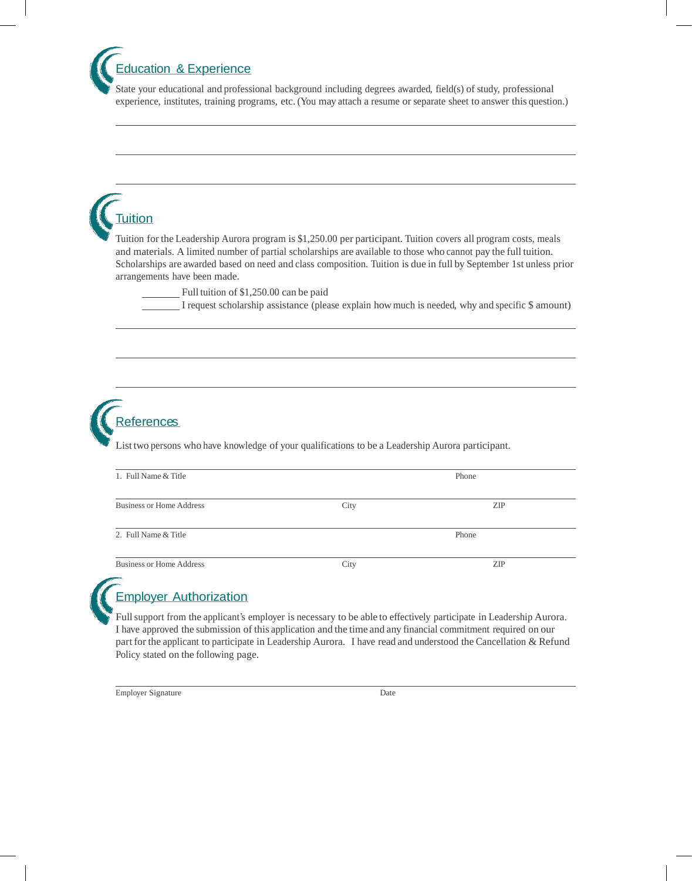## Education & Experience

State your educational and professional background including degrees awarded, field(s) of study, professional experience, institutes, training programs, etc. (You may attach a resume or separate sheet to answer this question.)

_______________________________________________

_______________________________________________

_______________________________________________

## Tuition

Tuition for the Leadership Aurora program is $1,250.00 per participant. Tuition covers all program costs, meals and materials. A limited number of partial scholarships are available to those who cannot pay the full tuition. Scholarships are awarded based on need and class composition. Tuition is due in full by September 1st unless prior arrangements have been made.

_______ Full tuition of $1,250.00 can be paid

_______ I request scholarship assistance (please explain how much is needed, why and specific $ amount)

_______________________________________________

_______________________________________________

_______________________________________________

## References

List two persons who have knowledge of your qualifications to be a Leadership Aurora participant.

_______________________________________________
1. Full Name & Title Phone

_______________________________________________
Business or Home Address City ZIP

_______________________________________________
2. Full Name & Title Phone

_______________________________________________
Business or Home Address City ZIP

## Employer Authorization

Full support from the applicant's employer is necessary to be able to effectively participate in Leadership Aurora. I have approved the submission of this application and the time and any financial commitment required on our part for the applicant to participate in Leadership Aurora. I have read and understood the Cancellation & Refund Policy stated on the following page.

_______________________________________________
Employer Signature Date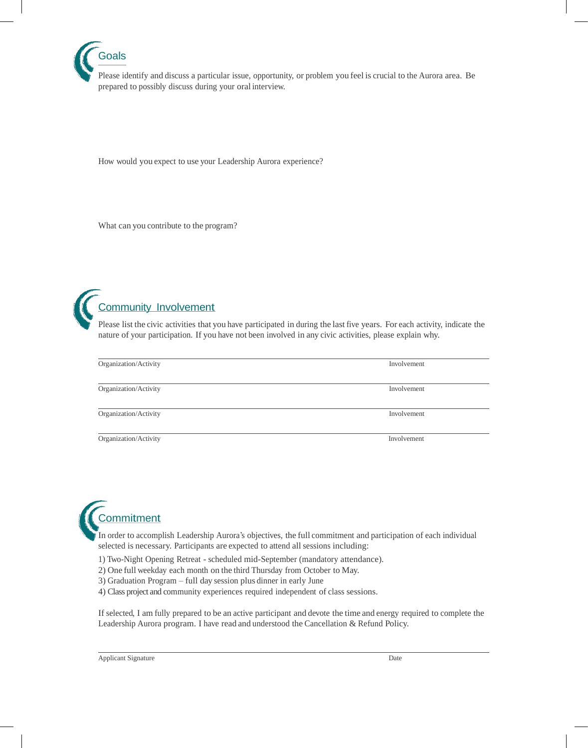## Goals

Please identify and discuss a particular issue, opportunity, or problem you feel is crucial to the Aurora area. Be prepared to possibly discuss during your oral interview.

How would you expect to use your Leadership Aurora experience?

What can you contribute to the program?

## Community Involvement

Please list the civic activities that you have participated in during the last five years. For each activity, indicate the nature of your participation. If you have not been involved in any civic activities, please explain why.

| Organization/Activity | Involvement |
| --- | --- |
| Organization/Activity | Involvement |
| Organization/Activity | Involvement |
| Organization/Activity | Involvement |

## Commitment

In order to accomplish Leadership Aurora's objectives, the full commitment and participation of each individual selected is necessary. Participants are expected to attend all sessions including:

1) Two-Night Opening Retreat - scheduled mid-September (mandatory attendance).
2) One full weekday each month on the third Thursday from October to May.
3) Graduation Program – full day session plus dinner in early June
4) Class project and community experiences required independent of class sessions.

If selected, I am fully prepared to be an active participant and devote the time and energy required to complete the Leadership Aurora program. I have read and understood the Cancellation & Refund Policy.

Applicant Signature | Date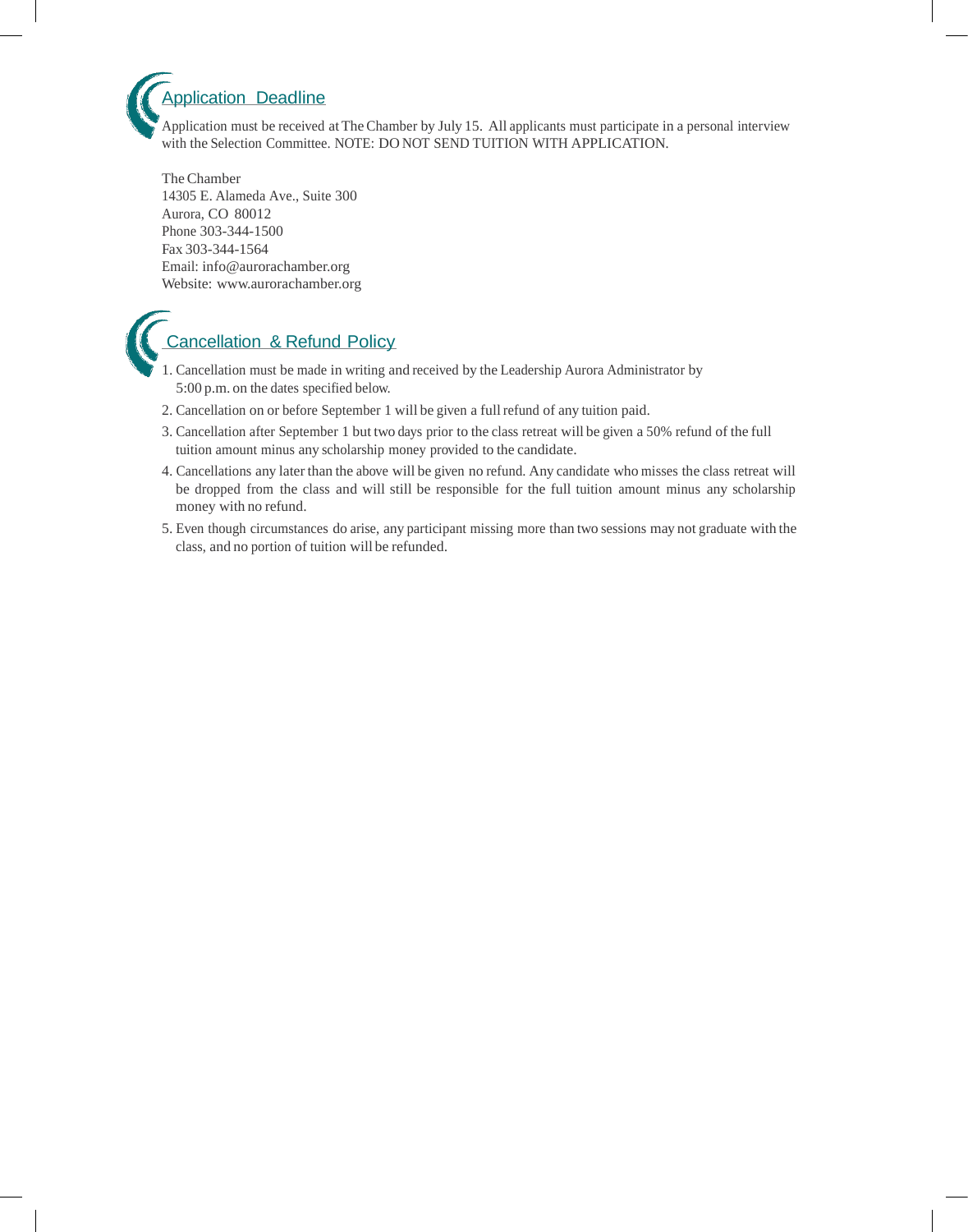## Application Deadline

Application must be received at The Chamber by July 15. All applicants must participate in a personal interview with the Selection Committee. NOTE: DO NOT SEND TUITION WITH APPLICATION.

The Chamber
14305 E. Alameda Ave., Suite 300
Aurora, CO 80012
Phone 303-344-1500
Fax 303-344-1564
Email: info@aurorachamber.org
Website: www.aurorachamber.org

## Cancellation & Refund Policy

1. Cancellation must be made in writing and received by the Leadership Aurora Administrator by 5:00 p.m. on the dates specified below.
2. Cancellation on or before September 1 will be given a full refund of any tuition paid.
3. Cancellation after September 1 but two days prior to the class retreat will be given a 50% refund of the full tuition amount minus any scholarship money provided to the candidate.
4. Cancellations any later than the above will be given no refund. Any candidate who misses the class retreat will be dropped from the class and will still be responsible for the full tuition amount minus any scholarship money with no refund.
5. Even though circumstances do arise, any participant missing more than two sessions may not graduate with the class, and no portion of tuition will be refunded.